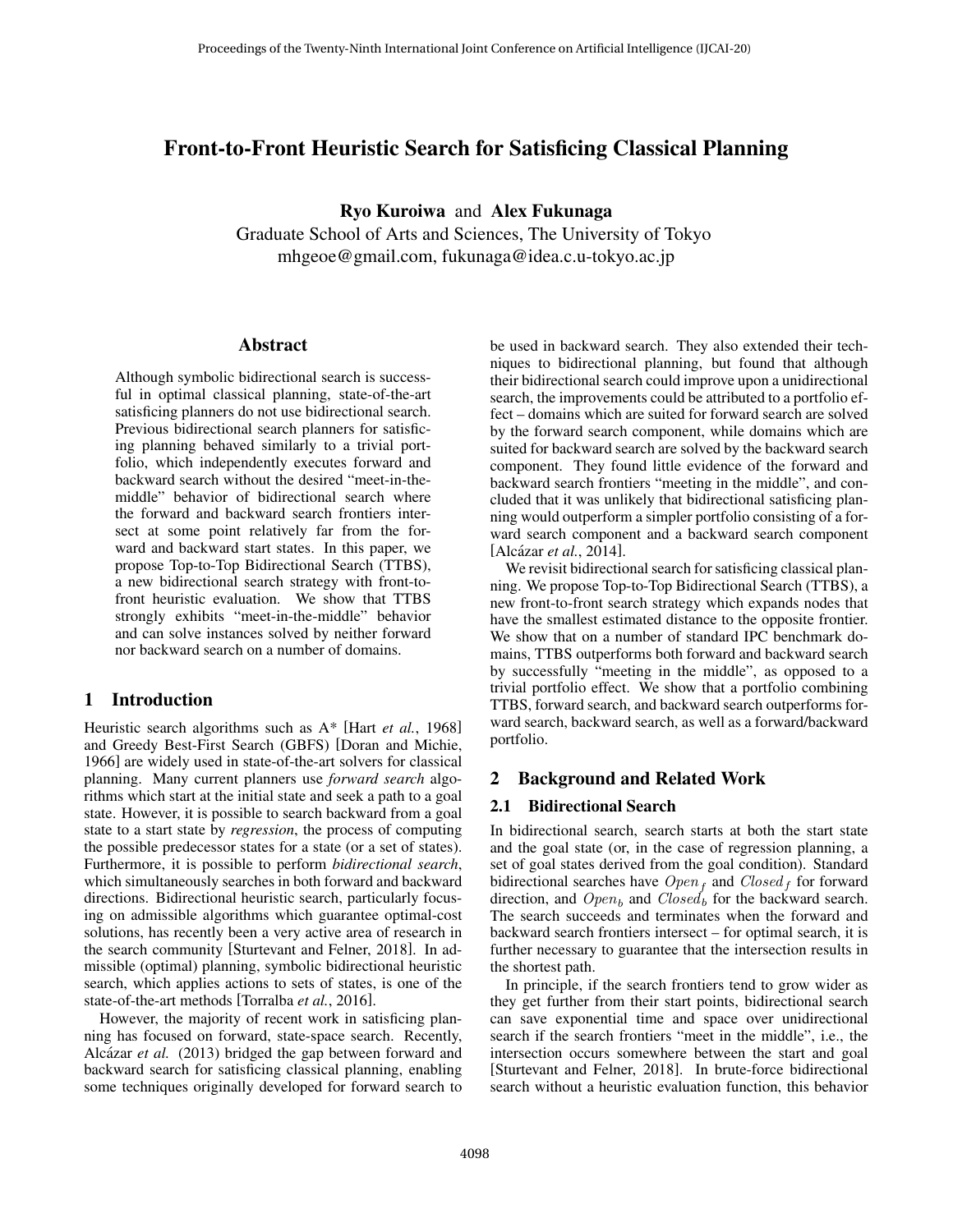# Front-to-Front Heuristic Search for Satisficing Classical Planning

**Ryo Kuroiwa** and **Alex Fukunaga**

Graduate School of Arts and Sciences, The University of Tokyo
mhgeoe@gmail.com, fukunaga@idea.c.u-tokyo.ac.jp

## Abstract

Although symbolic bidirectional search is successful in optimal classical planning, state-of-the-art satisficing planners do not use bidirectional search. Previous bidirectional search planners for satisficing planning behaved similarly to a trivial portfolio, which independently executes forward and backward search without the desired "meet-in-the-middle" behavior of bidirectional search where the forward and backward search frontiers intersect at some point relatively far from the forward and backward start states. In this paper, we propose Top-to-Top Bidirectional Search (TTBS), a new bidirectional search strategy with front-to-front heuristic evaluation. We show that TTBS strongly exhibits "meet-in-the-middle" behavior and can solve instances solved by neither forward nor backward search on a number of domains.

## 1 Introduction

Heuristic search algorithms such as A* [Hart *et al.*, 1968] and Greedy Best-First Search (GBFS) [Doran and Michie, 1966] are widely used in state-of-the-art solvers for classical planning. Many current planners use *forward search* algorithms which start at the initial state and seek a path to a goal state. However, it is possible to search backward from a goal state to a start state by *regression*, the process of computing the possible predecessor states for a state (or a set of states). Furthermore, it is possible to perform *bidirectional search*, which simultaneously searches in both forward and backward directions. Bidirectional heuristic search, particularly focusing on admissible algorithms which guarantee optimal-cost solutions, has recently been a very active area of research in the search community [Sturtevant and Felner, 2018]. In admissible (optimal) planning, symbolic bidirectional heuristic search, which applies actions to sets of states, is one of the state-of-the-art methods [Torralba *et al.*, 2016].

However, the majority of recent work in satisficing planning has focused on forward, state-space search. Recently, Alcázar *et al.* (2013) bridged the gap between forward and backward search for satisficing classical planning, enabling some techniques originally developed for forward search to be used in backward search. They also extended their techniques to bidirectional planning, but found that although their bidirectional search could improve upon a unidirectional search, the improvements could be attributed to a portfolio effect – domains which are suited for forward search are solved by the forward search component, while domains which are suited for backward search are solved by the backward search component. They found little evidence of the forward and backward search frontiers "meeting in the middle", and concluded that it was unlikely that bidirectional satisficing planning would outperform a simpler portfolio consisting of a forward search component and a backward search component [Alcázar *et al.*, 2014].

We revisit bidirectional search for satisficing classical planning. We propose Top-to-Top Bidirectional Search (TTBS), a new front-to-front search strategy which expands nodes that have the smallest estimated distance to the opposite frontier. We show that on a number of standard IPC benchmark domains, TTBS outperforms both forward and backward search by successfully "meeting in the middle", as opposed to a trivial portfolio effect. We show that a portfolio combining TTBS, forward search, and backward search outperforms forward search, backward search, as well as a forward/backward portfolio.

## 2 Background and Related Work

### 2.1 Bidirectional Search

In bidirectional search, search starts at both the start state and the goal state (or, in the case of regression planning, a set of goal states derived from the goal condition). Standard bidirectional searches have $Open_f$ and $Closed_f$ for forward direction, and $Open_b$ and $Closed_b$ for the backward search. The search succeeds and terminates when the forward and backward search frontiers intersect – for optimal search, it is further necessary to guarantee that the intersection results in the shortest path.

In principle, if the search frontiers tend to grow wider as they get further from their start points, bidirectional search can save exponential time and space over unidirectional search if the search frontiers "meet in the middle", i.e., the intersection occurs somewhere between the start and goal [Sturtevant and Felner, 2018]. In brute-force bidirectional search without a heuristic evaluation function, this behavior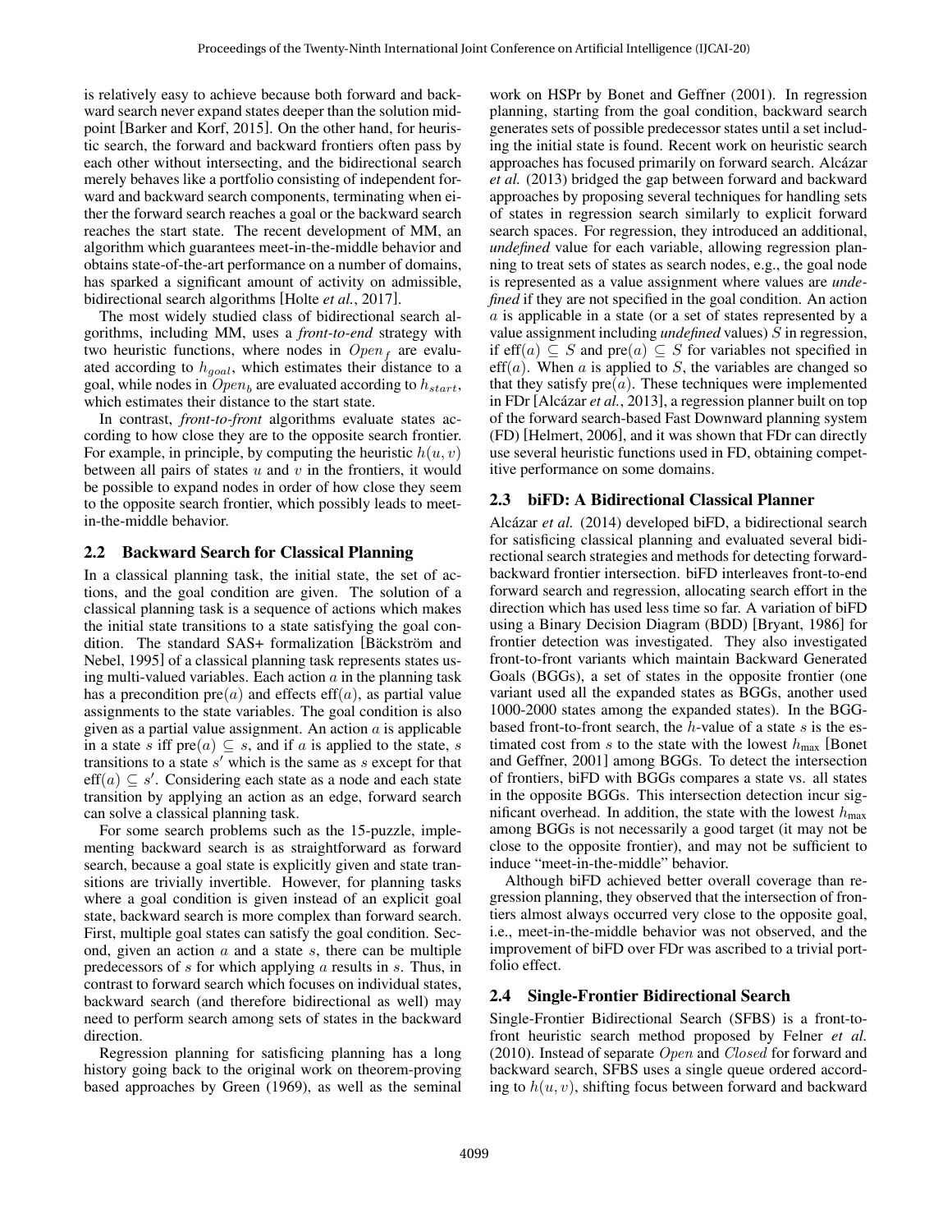is relatively easy to achieve because both forward and backward search never expand states deeper than the solution midpoint [Barker and Korf, 2015]. On the other hand, for heuristic search, the forward and backward frontiers often pass by each other without intersecting, and the bidirectional search merely behaves like a portfolio consisting of independent forward and backward search components, terminating when either the forward search reaches a goal or the backward search reaches the start state. The recent development of MM, an algorithm which guarantees meet-in-the-middle behavior and obtains state-of-the-art performance on a number of domains, has sparked a significant amount of activity on admissible, bidirectional search algorithms [Holte *et al.*, 2017].

The most widely studied class of bidirectional search algorithms, including MM, uses a *front-to-end* strategy with two heuristic functions, where nodes in $Open_f$ are evaluated according to $h_{goal}$, which estimates their distance to a goal, while nodes in $Open_b$ are evaluated according to $h_{start}$, which estimates their distance to the start state.

In contrast, *front-to-front* algorithms evaluate states according to how close they are to the opposite search frontier. For example, in principle, by computing the heuristic $h(u, v)$ between all pairs of states $u$ and $v$ in the frontiers, it would be possible to expand nodes in order of how close they seem to the opposite search frontier, which possibly leads to meet-in-the-middle behavior.

## 2.2 Backward Search for Classical Planning

In a classical planning task, the initial state, the set of actions, and the goal condition are given. The solution of a classical planning task is a sequence of actions which makes the initial state transitions to a state satisfying the goal condition. The standard SAS+ formalization [Bäckström and Nebel, 1995] of a classical planning task represents states using multi-valued variables. Each action $a$ in the planning task has a precondition $\text{pre}(a)$ and effects $\text{eff}(a)$, as partial value assignments to the state variables. The goal condition is also given as a partial value assignment. An action $a$ is applicable in a state $s$ iff $\text{pre}(a) \subseteq s$, and if $a$ is applied to the state, $s$ transitions to a state $s'$ which is the same as $s$ except for that $\text{eff}(a) \subseteq s'$. Considering each state as a node and each state transition by applying an action as an edge, forward search can solve a classical planning task.

For some search problems such as the 15-puzzle, implementing backward search is as straightforward as forward search, because a goal state is explicitly given and state transitions are trivially invertible. However, for planning tasks where a goal condition is given instead of an explicit goal state, backward search is more complex than forward search. First, multiple goal states can satisfy the goal condition. Second, given an action $a$ and a state $s$, there can be multiple predecessors of $s$ for which applying $a$ results in $s$. Thus, in contrast to forward search which focuses on individual states, backward search (and therefore bidirectional as well) may need to perform search among sets of states in the backward direction.

Regression planning for satisficing planning has a long history going back to the original work on theorem-proving based approaches by Green (1969), as well as the seminal work on HSPr by Bonet and Geffner (2001). In regression planning, starting from the goal condition, backward search generates sets of possible predecessor states until a set including the initial state is found. Recent work on heuristic search approaches has focused primarily on forward search. Alcázar *et al.* (2013) bridged the gap between forward and backward approaches by proposing several techniques for handling sets of states in regression search similarly to explicit forward search spaces. For regression, they introduced an additional, *undefined* value for each variable, allowing regression planning to treat sets of states as search nodes, e.g., the goal node is represented as a value assignment where values are *undefined* if they are not specified in the goal condition. An action $a$ is applicable in a state (or a set of states represented by a value assignment including *undefined* values) $S$ in regression, if $\text{eff}(a) \subseteq S$ and $\text{pre}(a) \subseteq S$ for variables not specified in $\text{eff}(a)$. When $a$ is applied to $S$, the variables are changed so that they satisfy $\text{pre}(a)$. These techniques were implemented in FDr [Alcázar *et al.*, 2013], a regression planner built on top of the forward search-based Fast Downward planning system (FD) [Helmert, 2006], and it was shown that FDr can directly use several heuristic functions used in FD, obtaining competitive performance on some domains.

## 2.3 biFD: A Bidirectional Classical Planner

Alcázar *et al.* (2014) developed biFD, a bidirectional search for satisficing classical planning and evaluated several bidirectional search strategies and methods for detecting forward-backward frontier intersection. biFD interleaves front-to-end forward search and regression, allocating search effort in the direction which has used less time so far. A variation of biFD using a Binary Decision Diagram (BDD) [Bryant, 1986] for frontier detection was investigated. They also investigated front-to-front variants which maintain Backward Generated Goals (BGGs), a set of states in the opposite frontier (one variant used all the expanded states as BGGs, another used 1000-2000 states among the expanded states). In the BGG-based front-to-front search, the $h$-value of a state $s$ is the estimated cost from $s$ to the state with the lowest $h_{\max}$ [Bonet and Geffner, 2001] among BGGs. To detect the intersection of frontiers, biFD with BGGs compares a state vs. all states in the opposite BGGs. This intersection detection incur significant overhead. In addition, the state with the lowest $h_{\max}$ among BGGs is not necessarily a good target (it may not be close to the opposite frontier), and may not be sufficient to induce "meet-in-the-middle" behavior.

Although biFD achieved better overall coverage than regression planning, they observed that the intersection of frontiers almost always occurred very close to the opposite goal, i.e., meet-in-the-middle behavior was not observed, and the improvement of biFD over FDr was ascribed to a trivial portfolio effect.

## 2.4 Single-Frontier Bidirectional Search

Single-Frontier Bidirectional Search (SFBS) is a front-to-front heuristic search method proposed by Felner *et al.* (2010). Instead of separate $Open$ and $Closed$ for forward and backward search, SFBS uses a single queue ordered according to $h(u, v)$, shifting focus between forward and backward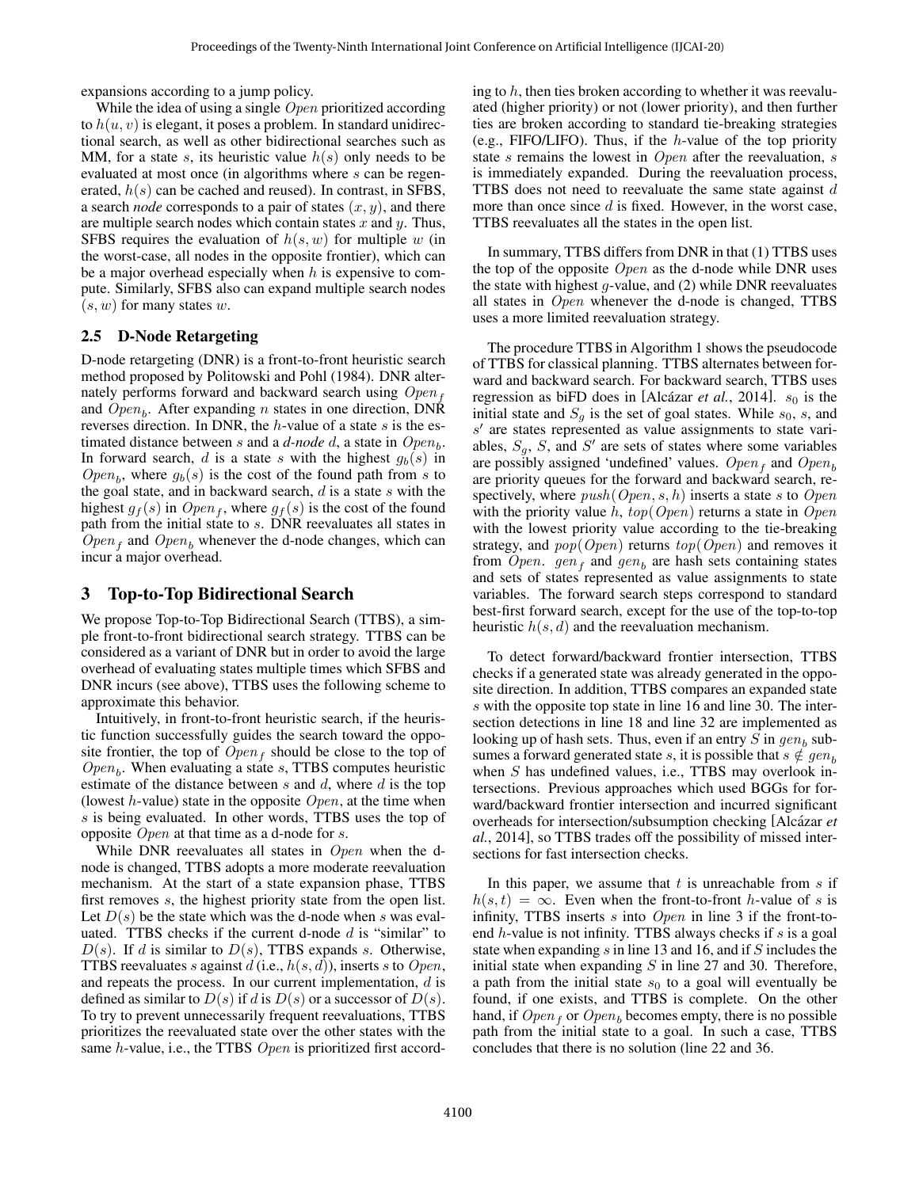expansions according to a jump policy.

While the idea of using a single *Open* prioritized according to $h(u, v)$ is elegant, it poses a problem. In standard unidirectional search, as well as other bidirectional searches such as MM, for a state $s$, its heuristic value $h(s)$ only needs to be evaluated at most once (in algorithms where $s$ can be regenerated, $h(s)$ can be cached and reused). In contrast, in SFBS, a search *node* corresponds to a pair of states $(x, y)$, and there are multiple search nodes which contain states $x$ and $y$. Thus, SFBS requires the evaluation of $h(s, w)$ for multiple $w$ (in the worst-case, all nodes in the opposite frontier), which can be a major overhead especially when $h$ is expensive to compute. Similarly, SFBS also can expand multiple search nodes $(s, w)$ for many states $w$.

### 2.5 D-Node Retargeting

D-node retargeting (DNR) is a front-to-front heuristic search method proposed by Politowski and Pohl (1984). DNR alternately performs forward and backward search using $Open_f$ and $Open_b$. After expanding $n$ states in one direction, DNR reverses direction. In DNR, the $h$-value of a state $s$ is the estimated distance between $s$ and a *d-node* $d$, a state in $Open_b$. In forward search, $d$ is a state $s$ with the highest $g_b(s)$ in $Open_b$, where $g_b(s)$ is the cost of the found path from $s$ to the goal state, and in backward search, $d$ is a state $s$ with the highest $g_f(s)$ in $Open_f$, where $g_f(s)$ is the cost of the found path from the initial state to $s$. DNR reevaluates all states in $Open_f$ and $Open_b$ whenever the d-node changes, which can incur a major overhead.

## 3 Top-to-Top Bidirectional Search

We propose Top-to-Top Bidirectional Search (TTBS), a simple front-to-front bidirectional search strategy. TTBS can be considered as a variant of DNR but in order to avoid the large overhead of evaluating states multiple times which SFBS and DNR incurs (see above), TTBS uses the following scheme to approximate this behavior.

Intuitively, in front-to-front heuristic search, if the heuristic function successfully guides the search toward the opposite frontier, the top of $Open_f$ should be close to the top of $Open_b$. When evaluating a state $s$, TTBS computes heuristic estimate of the distance between $s$ and $d$, where $d$ is the top (lowest $h$-value) state in the opposite *Open*, at the time when $s$ is being evaluated. In other words, TTBS uses the top of opposite *Open* at that time as a d-node for $s$.

While DNR reevaluates all states in *Open* when the d-node is changed, TTBS adopts a more moderate reevaluation mechanism. At the start of a state expansion phase, TTBS first removes $s$, the highest priority state from the open list. Let $D(s)$ be the state which was the d-node when $s$ was evaluated. TTBS checks if the current d-node $d$ is "similar" to $D(s)$. If $d$ is similar to $D(s)$, TTBS expands $s$. Otherwise, TTBS reevaluates $s$ against $d$ (i.e., $h(s, d)$), inserts $s$ to *Open*, and repeats the process. In our current implementation, $d$ is defined as similar to $D(s)$ if $d$ is $D(s)$ or a successor of $D(s)$. To try to prevent unnecessarily frequent reevaluations, TTBS prioritizes the reevaluated state over the other states with the same $h$-value, i.e., the TTBS *Open* is prioritized first according to $h$, then ties broken according to whether it was reevaluated (higher priority) or not (lower priority), and then further ties are broken according to standard tie-breaking strategies (e.g., FIFO/LIFO). Thus, if the $h$-value of the top priority state $s$ remains the lowest in *Open* after the reevaluation, $s$ is immediately expanded. During the reevaluation process, TTBS does not need to reevaluate the same state against $d$ more than once since $d$ is fixed. However, in the worst case, TTBS reevaluates all the states in the open list.

In summary, TTBS differs from DNR in that (1) TTBS uses the top of the opposite *Open* as the d-node while DNR uses the state with highest $g$-value, and (2) while DNR reevaluates all states in *Open* whenever the d-node is changed, TTBS uses a more limited reevaluation strategy.

The procedure TTBS in Algorithm 1 shows the pseudocode of TTBS for classical planning. TTBS alternates between forward and backward search. For backward search, TTBS uses regression as biFD does in [Alcázar *et al.*, 2014]. $s_0$ is the initial state and $S_g$ is the set of goal states. While $s_0$, $s$, and $s'$ are states represented as value assignments to state variables, $S_g$, $S$, and $S'$ are sets of states where some variables are possibly assigned 'undefined' values. $Open_f$ and $Open_b$ are priority queues for the forward and backward search, respectively, where $push(Open, s, h)$ inserts a state $s$ to *Open* with the priority value $h$, $top(Open)$ returns a state in *Open* with the lowest priority value according to the tie-breaking strategy, and $pop(Open)$ returns $top(Open)$ and removes it from *Open*. $gen_f$ and $gen_b$ are hash sets containing states and sets of states represented as value assignments to state variables. The forward search steps correspond to standard best-first forward search, except for the use of the top-to-top heuristic $h(s, d)$ and the reevaluation mechanism.

To detect forward/backward frontier intersection, TTBS checks if a generated state was already generated in the opposite direction. In addition, TTBS compares an expanded state $s$ with the opposite top state in line 16 and line 30. The intersection detections in line 18 and line 32 are implemented as looking up of hash sets. Thus, even if an entry $S$ in $gen_b$ subsumes a forward generated state $s$, it is possible that $s \notin gen_b$ when $S$ has undefined values, i.e., TTBS may overlook intersections. Previous approaches which used BGGs for forward/backward frontier intersection and incurred significant overheads for intersection/subsumption checking [Alcázar *et al.*, 2014], so TTBS trades off the possibility of missed intersections for fast intersection checks.

In this paper, we assume that $t$ is unreachable from $s$ if $h(s, t) = \infty$. Even when the front-to-front $h$-value of $s$ is infinity, TTBS inserts $s$ into *Open* in line 3 if the front-to-end $h$-value is not infinity. TTBS always checks if $s$ is a goal state when expanding $s$ in line 13 and 16, and if $S$ includes the initial state when expanding $S$ in line 27 and 30. Therefore, a path from the initial state $s_0$ to a goal will eventually be found, if one exists, and TTBS is complete. On the other hand, if $Open_f$ or $Open_b$ becomes empty, there is no possible path from the initial state to a goal. In such a case, TTBS concludes that there is no solution (line 22 and 36.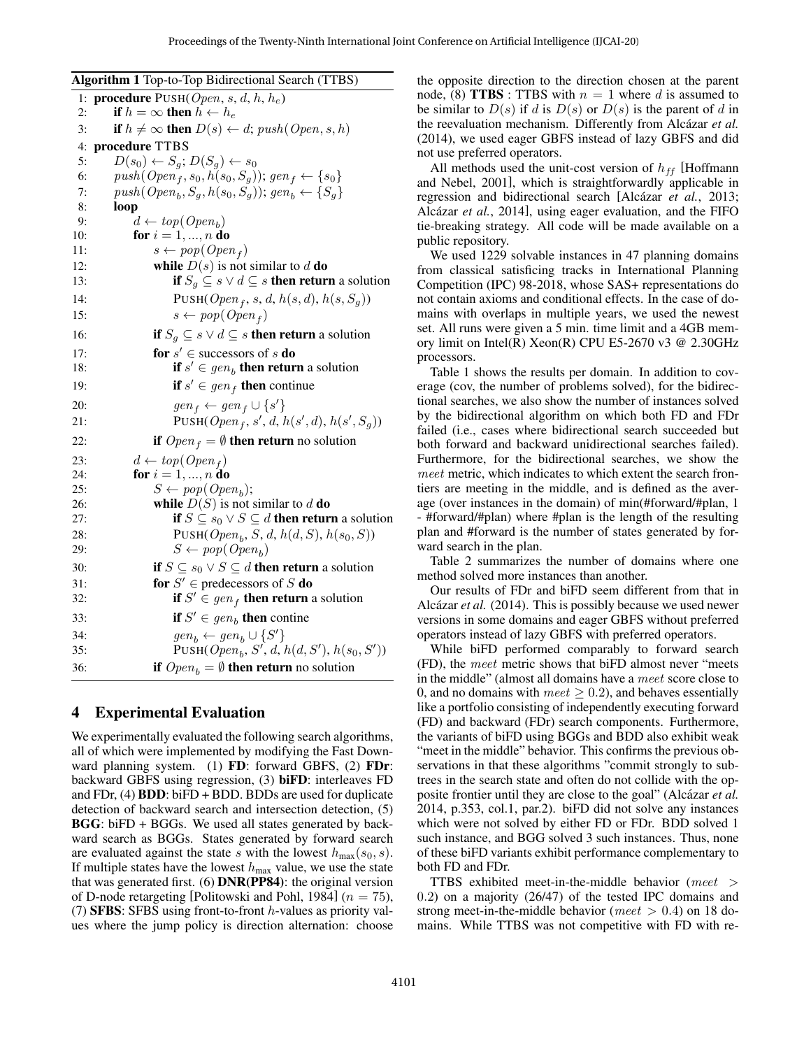**Algorithm 1** Top-to-Top Bidirectional Search (TTBS)

```
1:  procedure PUSH(Open, s, d, h, h_e)
2:      if h = ∞ then h ← h_e
3:      if h ≠ ∞ then D(s) ← d; push(Open, s, h)
4:  procedure TTBS
5:      D(s_0) ← S_g; D(S_g) ← s_0
6:      push(Open_f, s_0, h(s_0, S_g)); gen_f ← {s_0}
7:      push(Open_b, S_g, h(s_0, S_g)); gen_b ← {S_g}
8:      loop
9:          d ← top(Open_b)
10:         for i = 1, ..., n do
11:             s ← pop(Open_f)
12:             while D(s) is not similar to d do
13:                 if S_g ⊆ s ∨ d ⊆ s then return a solution
14:                 PUSH(Open_f, s, d, h(s, d), h(s, S_g))
15:                 s ← pop(Open_f)
16:             if S_g ⊆ s ∨ d ⊆ s then return a solution
17:             for s' ∈ successors of s do
18:                 if s' ∈ gen_b then return a solution
19:                 if s' ∈ gen_f then continue
20:                 gen_f ← gen_f ∪ {s'}
21:                 PUSH(Open_f, s', d, h(s', d), h(s', S_g))
22:             if Open_f = ∅ then return no solution
23:         d ← top(Open_f)
24:         for i = 1, ..., n do
25:             S ← pop(Open_b);
26:             while D(S) is not similar to d do
27:                 if S ⊆ s_0 ∨ S ⊆ d then return a solution
28:                 PUSH(Open_b, S, d, h(d, S), h(s_0, S))
29:                 S ← pop(Open_b)
30:             if S ⊆ s_0 ∨ S ⊆ d then return a solution
31:             for S' ∈ predecessors of S do
32:                 if S' ∈ gen_f then return a solution
33:                 if S' ∈ gen_b then contine
34:                 gen_b ← gen_b ∪ {S'}
35:                 PUSH(Open_b, S', d, h(d, S'), h(s_0, S'))
36:             if Open_b = ∅ then return no solution
```

## 4 Experimental Evaluation

We experimentally evaluated the following search algorithms, all of which were implemented by modifying the Fast Downward planning system. (1) **FD**: forward GBFS, (2) **FDr**: backward GBFS using regression, (3) **biFD**: interleaves FD and FDr, (4) **BDD**: biFD + BDD. BDDs are used for duplicate detection of backward search and intersection detection, (5) **BGG**: biFD + BGGs. We used all states generated by backward search as BGGs. States generated by forward search are evaluated against the state $s$ with the lowest $h_{\max}(s_0, s)$. If multiple states have the lowest $h_{\max}$ value, we use the state that was generated first. (6) **DNR(PP84)**: the original version of D-node retargeting [Politowski and Pohl, 1984] ($n = 75$), (7) **SFBS**: SFBS using front-to-front $h$-values as priority values where the jump policy is direction alternation: choose the opposite direction to the direction chosen at the parent node, (8) **TTBS** : TTBS with $n = 1$ where $d$ is assumed to be similar to $D(s)$ if $d$ is $D(s)$ or $D(s)$ is the parent of $d$ in the reevaluation mechanism. Differently from Alcázar *et al.* (2014), we used eager GBFS instead of lazy GBFS and did not use preferred operators.

All methods used the unit-cost version of $h_{ff}$ [Hoffmann and Nebel, 2001], which is straightforwardly applicable in regression and bidirectional search [Alcázar *et al.*, 2013; Alcázar *et al.*, 2014], using eager evaluation, and the FIFO tie-breaking strategy. All code will be made available on a public repository.

We used 1229 solvable instances in 47 planning domains from classical satisficing tracks in International Planning Competition (IPC) 98-2018, whose SAS+ representations do not contain axioms and conditional effects. In the case of domains with overlaps in multiple years, we used the newest set. All runs were given a 5 min. time limit and a 4GB memory limit on Intel(R) Xeon(R) CPU E5-2670 v3 @ 2.30GHz processors.

Table 1 shows the results per domain. In addition to coverage (cov, the number of problems solved), for the bidirectional searches, we also show the number of instances solved by the bidirectional algorithm on which both FD and FDr failed (i.e., cases where bidirectional search succeeded but both forward and backward unidirectional searches failed). Furthermore, for the bidirectional searches, we show the *meet* metric, which indicates to which extent the search frontiers are meeting in the middle, and is defined as the average (over instances in the domain) of min(#forward/#plan, 1 - #forward/#plan) where #plan is the length of the resulting plan and #forward is the number of states generated by forward search in the plan.

Table 2 summarizes the number of domains where one method solved more instances than another.

Our results of FDr and biFD seem different from that in Alcázar *et al.* (2014). This is possibly because we used newer versions in some domains and eager GBFS without preferred operators instead of lazy GBFS with preferred operators.

While biFD performed comparably to forward search (FD), the *meet* metric shows that biFD almost never "meets in the middle" (almost all domains have a *meet* score close to 0, and no domains with $meet \geq 0.2$), and behaves essentially like a portfolio consisting of independently executing forward (FD) and backward (FDr) search components. Furthermore, the variants of biFD using BGGs and BDD also exhibit weak "meet in the middle" behavior. This confirms the previous observations in that these algorithms "commit strongly to subtrees in the search state and often do not collide with the opposite frontier until they are close to the goal" (Alcázar *et al.* 2014, p.353, col.1, par.2). biFD did not solve any instances which were not solved by either FD or FDr. BDD solved 1 such instance, and BGG solved 3 such instances. Thus, none of these biFD variants exhibit performance complementary to both FD and FDr.

TTBS exhibited meet-in-the-middle behavior ($meet > 0.2$) on a majority (26/47) of the tested IPC domains and strong meet-in-the-middle behavior ($meet > 0.4$) on 18 domains. While TTBS was not competitive with FD with re-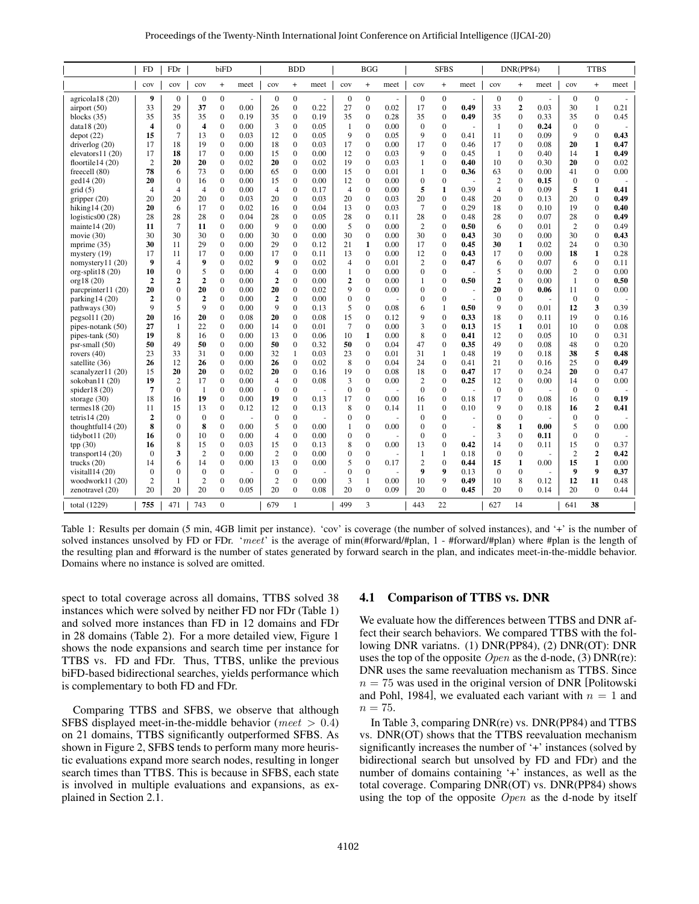| | FD | FDr | biFD | | | BDD | | | BGG | | | SFBS | | | DNR(PP84) | | | TTBS | | |
|---|---|---|---|---|---|---|---|---|---|---|---|---|---|---|---|---|---|---|---|---|
| | cov | cov | cov | + | meet | cov | + | meet | cov | + | meet | cov | + | meet | cov | + | meet | cov | + | meet |
| agricola18 (20) | **9** | 0 | 0 | 0 | - | 0 | 0 | - | 0 | 0 | - | 0 | 0 | - | 0 | 0 | - | 0 | 0 | - |
| airport (50) | 33 | 29 | **37** | 0 | 0.00 | 26 | 0 | 0.22 | 27 | 0 | 0.02 | 17 | 0 | **0.49** | 33 | **2** | 0.03 | 30 | 1 | 0.21 |
| blocks (35) | 35 | 35 | 35 | 0 | 0.19 | 35 | 0 | 0.19 | 35 | 0 | 0.28 | 35 | 0 | **0.49** | 35 | 0 | 0.33 | 35 | 0 | 0.45 |
| data18 (20) | **4** | 0 | **4** | 0 | 0.00 | 3 | 0 | 0.05 | 1 | 0 | 0.00 | 0 | 0 | - | 1 | 0 | **0.24** | 0 | 0 | - |
| depot (22) | **15** | 7 | 13 | 0 | 0.03 | 12 | 0 | 0.05 | 9 | 0 | 0.05 | 9 | 0 | 0.41 | 11 | 0 | 0.09 | 9 | 0 | **0.43** |
| driverlog (20) | 17 | 18 | 19 | 0 | 0.00 | 18 | 0 | 0.03 | 17 | 0 | 0.00 | 17 | 0 | 0.46 | 17 | 0 | 0.08 | **20** | **1** | **0.47** |
| elevators11 (20) | 17 | **18** | 17 | 0 | 0.00 | 15 | 0 | 0.00 | 12 | 0 | 0.03 | 9 | 0 | 0.45 | 1 | 0 | 0.40 | 14 | **1** | **0.49** |
| floortile14 (20) | 2 | **20** | **20** | 0 | 0.02 | **20** | 0 | 0.02 | 19 | 0 | 0.03 | 1 | 0 | **0.40** | 10 | 0 | 0.30 | **20** | 0 | 0.02 |
| freecell (80) | **78** | 6 | 73 | 0 | 0.00 | 65 | 0 | 0.00 | 15 | 0 | 0.01 | 1 | 0 | **0.36** | 63 | 0 | 0.00 | 41 | 0 | 0.00 |
| ged14 (20) | **20** | 0 | 16 | 0 | 0.00 | 15 | 0 | 0.00 | 12 | 0 | 0.00 | 0 | 0 | - | 2 | 0 | **0.15** | 0 | 0 | - |
| grid (5) | 4 | 4 | 4 | 0 | 0.00 | 4 | 0 | 0.17 | 4 | 0 | 0.00 | **5** | **1** | 0.39 | 4 | 0 | 0.09 | **5** | **1** | **0.41** |
| gripper (20) | 20 | 20 | 20 | 0 | 0.03 | 20 | 0 | 0.03 | 20 | 0 | 0.03 | 20 | 0 | 0.48 | 20 | 0 | 0.13 | 20 | 0 | **0.49** |
| hiking14 (20) | **20** | 6 | 17 | 0 | 0.02 | 16 | 0 | 0.04 | 13 | 0 | 0.03 | 7 | 0 | 0.29 | 18 | 0 | 0.10 | 19 | 0 | **0.40** |
| logistics00 (28) | 28 | 28 | 28 | 0 | 0.04 | 28 | 0 | 0.05 | 28 | 0 | 0.11 | 28 | 0 | 0.48 | 28 | 0 | 0.07 | 28 | 0 | **0.49** |
| mainte14 (20) | **11** | 7 | **11** | 0 | 0.00 | 9 | 0 | 0.00 | 5 | 0 | 0.00 | 2 | 0 | **0.50** | 6 | 0 | 0.01 | 2 | 0 | 0.49 |
| movie (30) | 30 | 30 | 30 | 0 | 0.00 | 30 | 0 | 0.00 | 30 | 0 | 0.00 | 30 | 0 | **0.43** | 30 | 0 | 0.00 | 30 | 0 | **0.43** |
| mprime (35) | **30** | 11 | 29 | 0 | 0.00 | 29 | 0 | 0.12 | 21 | **1** | 0.00 | 17 | 0 | **0.45** | **30** | **1** | 0.02 | 24 | 0 | 0.30 |
| mystery (19) | 17 | 11 | 17 | 0 | 0.00 | 17 | 0 | 0.11 | 13 | 0 | 0.00 | 12 | 0 | **0.43** | 17 | 0 | 0.00 | **18** | **1** | 0.28 |
| nomystery11 (20) | **9** | 4 | **9** | 0 | 0.02 | **9** | 0 | 0.02 | 4 | 0 | 0.01 | 2 | 0 | **0.47** | 6 | 0 | 0.07 | 6 | 0 | 0.11 |
| org-split18 (20) | **10** | 0 | 5 | 0 | 0.00 | 4 | 0 | 0.00 | 1 | 0 | 0.00 | 0 | 0 | - | 5 | 0 | 0.00 | 2 | 0 | 0.00 |
| org18 (20) | **2** | **2** | **2** | 0 | 0.00 | **2** | 0 | 0.00 | **2** | 0 | 0.00 | 1 | 0 | **0.50** | **2** | 0 | 0.00 | 1 | 0 | **0.50** |
| parcprinter11 (20) | **20** | 0 | **20** | 0 | 0.00 | **20** | 0 | 0.02 | 9 | 0 | 0.00 | 0 | 0 | - | **20** | 0 | **0.06** | 11 | 0 | 0.00 |
| parking14 (20) | **2** | 0 | **2** | 0 | 0.00 | **2** | 0 | 0.00 | 0 | 0 | - | 0 | 0 | - | 0 | 0 | - | 0 | 0 | - |
| pathways (30) | 9 | 5 | 9 | 0 | 0.00 | 9 | 0 | 0.13 | 5 | 0 | 0.08 | 6 | 1 | **0.50** | 9 | 0 | 0.01 | **12** | **3** | 0.39 |
| pegsol11 (20) | **20** | 16 | **20** | 0 | 0.08 | **20** | 0 | 0.08 | 15 | 0 | 0.12 | 9 | 0 | **0.33** | 18 | 0 | 0.11 | 19 | 0 | 0.16 |
| pipes-notank (50) | **27** | 1 | 22 | 0 | 0.00 | 14 | 0 | 0.01 | 7 | 0 | 0.00 | 3 | 0 | **0.13** | 15 | **1** | 0.01 | 10 | 0 | 0.08 |
| pipes-tank (50) | **19** | 8 | 16 | 0 | 0.00 | 13 | 0 | 0.06 | 10 | **1** | 0.00 | 8 | 0 | **0.41** | 12 | 0 | 0.05 | 10 | 0 | 0.31 |
| psr-small (50) | **50** | 49 | **50** | 0 | 0.00 | **50** | 0 | 0.32 | **50** | 0 | 0.04 | 47 | 0 | **0.35** | 49 | 0 | 0.08 | 48 | 0 | 0.20 |
| rovers (40) | 23 | 33 | 31 | 0 | 0.00 | 32 | 1 | 0.03 | 23 | 0 | 0.01 | 31 | 1 | 0.48 | 19 | 0 | 0.18 | **38** | **5** | **0.48** |
| satellite (36) | **26** | 12 | **26** | 0 | 0.00 | **26** | 0 | 0.02 | 8 | 0 | 0.04 | 24 | 0 | 0.41 | 21 | 0 | 0.16 | 25 | 0 | **0.49** |
| scanalyzer11 (20) | 15 | **20** | **20** | 0 | 0.02 | **20** | 0 | 0.16 | 19 | 0 | 0.08 | 18 | 0 | **0.47** | 17 | 0 | 0.24 | **20** | 0 | 0.47 |
| sokoban11 (20) | **19** | 2 | 17 | 0 | 0.00 | 4 | 0 | 0.08 | 3 | 0 | 0.00 | 2 | 0 | **0.25** | 12 | 0 | 0.00 | 14 | 0 | 0.00 |
| spider18 (20) | **7** | 0 | 1 | 0 | 0.00 | 0 | 0 | - | 0 | 0 | - | 0 | 0 | - | 0 | 0 | - | 0 | 0 | - |
| storage (30) | 18 | 16 | **19** | 0 | 0.00 | **19** | 0 | 0.13 | 17 | 0 | 0.00 | 16 | 0 | 0.18 | 17 | 0 | 0.08 | 16 | 0 | **0.19** |
| termes18 (20) | 11 | 15 | 13 | 0 | 0.12 | 12 | 0 | 0.13 | 8 | 0 | 0.14 | 11 | 0 | 0.10 | 9 | 0 | 0.18 | **16** | **2** | **0.41** |
| tetris14 (20) | **2** | 0 | 0 | 0 | - | 0 | 0 | - | 0 | 0 | - | 0 | 0 | - | 0 | 0 | - | 0 | 0 | - |
| thoughtful14 (20) | **8** | 0 | **8** | 0 | 0.00 | 5 | 0 | 0.00 | 1 | 0 | 0.00 | 0 | 0 | - | **8** | **1** | **0.00** | 5 | 0 | 0.00 |
| tidybot11 (20) | **16** | 0 | 10 | 0 | 0.00 | 4 | 0 | 0.00 | 0 | 0 | - | 0 | 0 | - | 3 | 0 | **0.11** | 0 | 0 | - |
| tpp (30) | **16** | 8 | 15 | 0 | 0.03 | 15 | 0 | 0.13 | 8 | 0 | 0.00 | 13 | 0 | **0.42** | 14 | 0 | 0.11 | 15 | 0 | 0.37 |
| transport14 (20) | 0 | **3** | 2 | 0 | 0.00 | 2 | 0 | 0.00 | 0 | 0 | - | 1 | 1 | 0.18 | 0 | 0 | - | 2 | **2** | **0.42** |
| trucks (20) | 14 | 6 | 14 | 0 | 0.00 | 13 | 0 | 0.00 | 5 | 0 | 0.17 | 2 | 0 | **0.44** | **15** | **1** | 0.00 | **15** | **1** | 0.00 |
| visitall14 (20) | 0 | 0 | 0 | 0 | - | 0 | 0 | - | 0 | 0 | - | **9** | **9** | 0.13 | 0 | 0 | - | **9** | **9** | **0.37** |
| woodwork11 (20) | 2 | 1 | 2 | 0 | 0.00 | 2 | 0 | 0.00 | 3 | 1 | 0.00 | 10 | 9 | **0.49** | 10 | 8 | 0.12 | **12** | **11** | 0.48 |
| zenotravel (20) | 20 | 20 | 20 | 0 | 0.05 | 20 | 0 | 0.08 | 20 | 0 | 0.09 | 20 | 0 | **0.45** | 20 | 0 | 0.14 | 20 | 0 | 0.44 |
| total (1229) | **755** | 471 | 743 | 0 | | 679 | 1 | | 499 | 3 | | 443 | 22 | | 627 | 14 | | 641 | **38** | |

Table 1: Results per domain (5 min, 4GB limit per instance). 'cov' is coverage (the number of solved instances), and '+' is the number of solved instances unsolved by FD or FDr. '*meet*' is the average of min(#forward/#plan, 1 - #forward/#plan) where #plan is the length of the resulting plan and #forward is the number of states generated by forward search in the plan, and indicates meet-in-the-middle behavior. Domains where no instance is solved are omitted.

spect to total coverage across all domains, TTBS solved 38 instances which were solved by neither FD nor FDr (Table 1) and solved more instances than FD in 12 domains and FDr in 28 domains (Table 2). For a more detailed view, Figure 1 shows the node expansions and search time per instance for TTBS vs. FD and FDr. Thus, TTBS, unlike the previous biFD-based bidirectional searches, yields performance which is complementary to both FD and FDr.

Comparing TTBS and SFBS, we observe that although SFBS displayed meet-in-the-middle behavior ($meet > 0.4$) on 21 domains, TTBS significantly outperformed SFBS. As shown in Figure 2, SFBS tends to perform many more heuristic evaluations expand more search nodes, resulting in longer search times than TTBS. This is because in SFBS, each state is involved in multiple evaluations and expansions, as explained in Section 2.1.

### 4.1 Comparison of TTBS vs. DNR

We evaluate how the differences between TTBS and DNR affect their search behaviors. We compared TTBS with the following DNR variatns. (1) DNR(PP84), (2) DNR(OT): DNR uses the top of the opposite *Open* as the d-node, (3) DNR(re): DNR uses the same reevaluation mechanism as TTBS. Since $n = 75$ was used in the original version of DNR [Politowski and Pohl, 1984], we evaluated each variant with $n = 1$ and $n = 75$.

In Table 3, comparing DNR(re) vs. DNR(PP84) and TTBS vs. DNR(OT) shows that the TTBS reevaluation mechanism significantly increases the number of '+' instances (solved by bidirectional search but unsolved by FD and FDr) and the number of domains containing '+' instances, as well as the total coverage. Comparing DNR(OT) vs. DNR(PP84) shows using the top of the opposite *Open* as the d-node by itself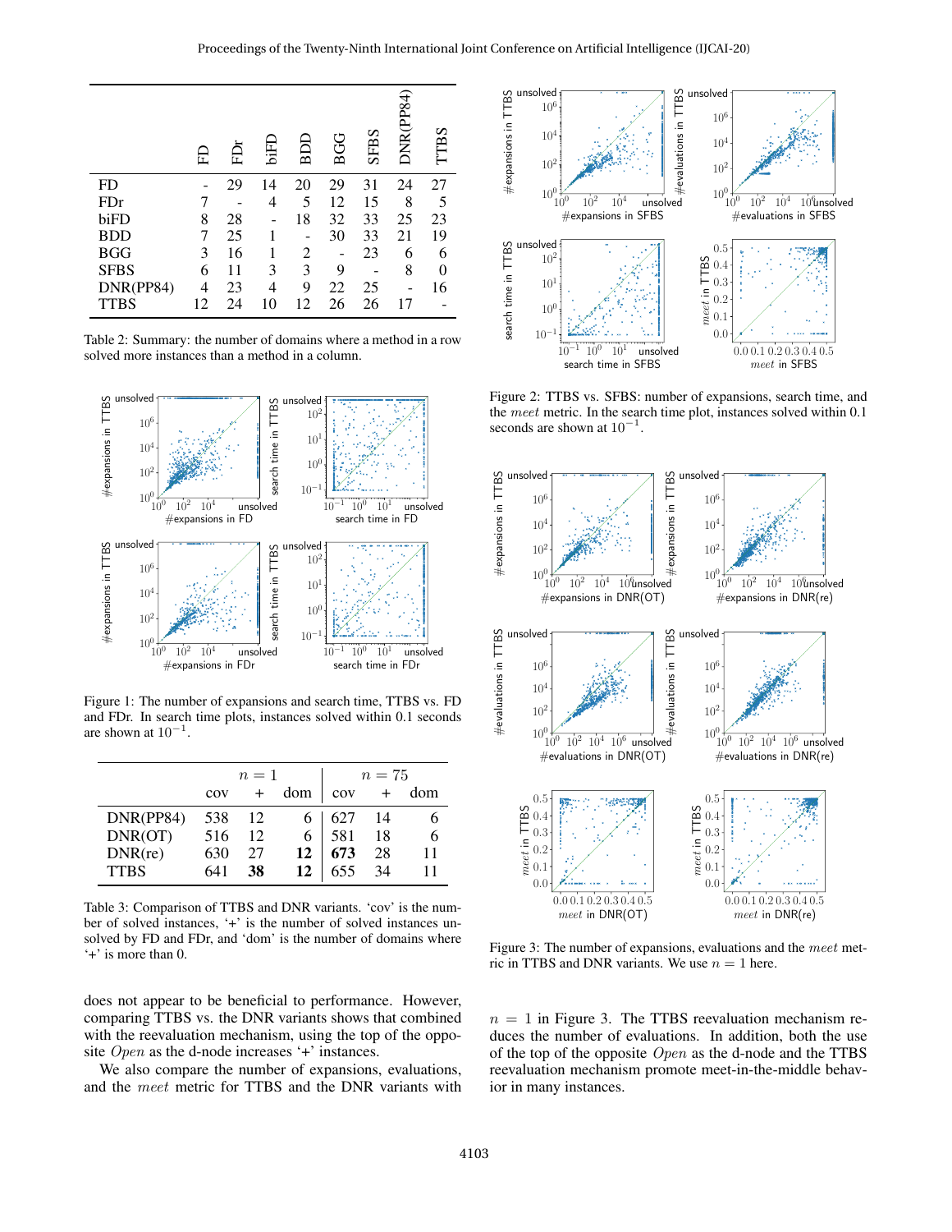|  | FD | FDr | biFD | BDD | BGG | SFBS | DNR(PP84) | TTBS |
|---|---|---|---|---|---|---|---|---|
| FD | - | 29 | 14 | 20 | 29 | 31 | 24 | 27 |
| FDr | 7 | - | 4 | 5 | 12 | 15 | 8 | 5 |
| biFD | 8 | 28 | - | 18 | 32 | 33 | 25 | 23 |
| BDD | 7 | 25 | 1 | - | 30 | 33 | 21 | 19 |
| BGG | 3 | 16 | 1 | 2 | - | 23 | 6 | 6 |
| SFBS | 6 | 11 | 3 | 3 | 9 | - | 8 | 0 |
| DNR(PP84) | 4 | 23 | 4 | 9 | 22 | 25 | - | 16 |
| TTBS | 12 | 24 | 10 | 12 | 26 | 26 | 17 | - |

Table 2: Summary: the number of domains where a method in a row solved more instances than a method in a column.

Figure 1: The number of expansions and search time, TTBS vs. FD and FDr. In search time plots, instances solved within 0.1 seconds are shown at $10^{-1}$.

|  | $n=1$ |  |  | $n=75$ |  |  |
|---|---|---|---|---|---|---|
|  | cov | + | dom | cov | + | dom |
| DNR(PP84) | 538 | 12 | 6 | 627 | 14 | 6 |
| DNR(OT) | 516 | 12 | 6 | 581 | 18 | 6 |
| DNR(re) | 630 | 27 | **12** | **673** | 28 | 11 |
| TTBS | 641 | **38** | **12** | 655 | 34 | 11 |

Table 3: Comparison of TTBS and DNR variants. 'cov' is the number of solved instances, '+' is the number of solved instances unsolved by FD and FDr, and 'dom' is the number of domains where '+' is more than 0.

does not appear to be beneficial to performance. However, comparing TTBS vs. the DNR variants shows that combined with the reevaluation mechanism, using the top of the opposite *Open* as the d-node increases '+' instances.

We also compare the number of expansions, evaluations, and the *meet* metric for TTBS and the DNR variants with $n = 1$ in Figure 3. The TTBS reevaluation mechanism reduces the number of evaluations. In addition, both the use of the top of the opposite *Open* as the d-node and the TTBS reevaluation mechanism promote meet-in-the-middle behavior in many instances.

Figure 2: TTBS vs. SFBS: number of expansions, search time, and the *meet* metric. In the search time plot, instances solved within 0.1 seconds are shown at $10^{-1}$.

Figure 3: The number of expansions, evaluations and the *meet* metric in TTBS and DNR variants. We use $n = 1$ here.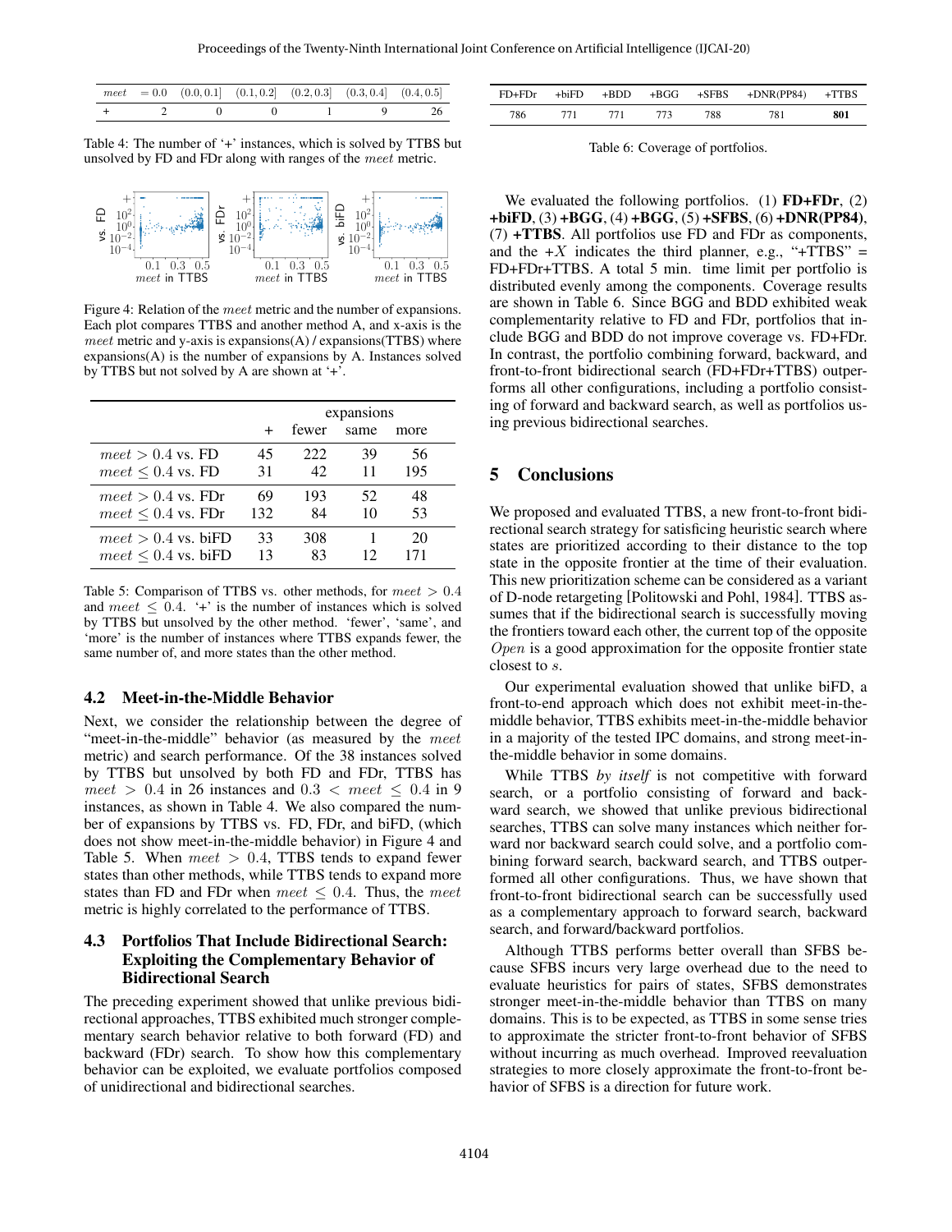| $meet$ | $= 0.0$ | $(0.0, 0.1]$ | $(0.1, 0.2]$ | $(0.2, 0.3]$ | $(0.3, 0.4]$ | $(0.4, 0.5]$ |
|---|---|---|---|---|---|---|
| + | 2 | 0 | 0 | 1 | 9 | 26 |

Table 4: The number of '+' instances, which is solved by TTBS but unsolved by FD and FDr along with ranges of the $meet$ metric.

Figure 4: Relation of the $meet$ metric and the number of expansions. Each plot compares TTBS and another method A, and x-axis is the $meet$ metric and y-axis is expansions(A) / expansions(TTBS) where expansions(A) is the number of expansions by A. Instances solved by TTBS but not solved by A are shown at '+'.

| | expansions | | | |
|---|---|---|---|---|
| | + | fewer | same | more |
| $meet > 0.4$ vs. FD | 45 | 222 | 39 | 56 |
| $meet \leq 0.4$ vs. FD | 31 | 42 | 11 | 195 |
| $meet > 0.4$ vs. FDr | 69 | 193 | 52 | 48 |
| $meet \leq 0.4$ vs. FDr | 132 | 84 | 10 | 53 |
| $meet > 0.4$ vs. biFD | 33 | 308 | 1 | 20 |
| $meet \leq 0.4$ vs. biFD | 13 | 83 | 12 | 171 |

Table 5: Comparison of TTBS vs. other methods, for $meet > 0.4$ and $meet \leq 0.4$. '+' is the number of instances which is solved by TTBS but unsolved by the other method. 'fewer', 'same', and 'more' is the number of instances where TTBS expands fewer, the same number of, and more states than the other method.

### 4.2 Meet-in-the-Middle Behavior

Next, we consider the relationship between the degree of "meet-in-the-middle" behavior (as measured by the $meet$ metric) and search performance. Of the 38 instances solved by TTBS but unsolved by both FD and FDr, TTBS has $meet > 0.4$ in 26 instances and $0.3 < meet \leq 0.4$ in 9 instances, as shown in Table 4. We also compared the number of expansions by TTBS vs. FD, FDr, and biFD, (which does not show meet-in-the-middle behavior) in Figure 4 and Table 5. When $meet > 0.4$, TTBS tends to expand fewer states than other methods, while TTBS tends to expand more states than FD and FDr when $meet \leq 0.4$. Thus, the $meet$ metric is highly correlated to the performance of TTBS.

### 4.3 Portfolios That Include Bidirectional Search: Exploiting the Complementary Behavior of Bidirectional Search

The preceding experiment showed that unlike previous bidirectional approaches, TTBS exhibited much stronger complementary search behavior relative to both forward (FD) and backward (FDr) search. To show how this complementary behavior can be exploited, we evaluate portfolios composed of unidirectional and bidirectional searches.

| FD+FDr | +biFD | +BDD | +BGG | +SFBS | +DNR(PP84) | +TTBS |
|---|---|---|---|---|---|---|
| 786 | 771 | 771 | 773 | 788 | 781 | **801** |

Table 6: Coverage of portfolios.

We evaluated the following portfolios. (1) **FD+FDr**, (2) **+biFD**, (3) **+BGG**, (4) **+BGG**, (5) **+SFBS**, (6) **+DNR(PP84)**, (7) **+TTBS**. All portfolios use FD and FDr as components, and the $+X$ indicates the third planner, e.g., "+TTBS" = FD+FDr+TTBS. A total 5 min. time limit per portfolio is distributed evenly among the components. Coverage results are shown in Table 6. Since BGG and BDD exhibited weak complementarity relative to FD and FDr, portfolios that include BGG and BDD do not improve coverage vs. FD+FDr. In contrast, the portfolio combining forward, backward, and front-to-front bidirectional search (FD+FDr+TTBS) outperforms all other configurations, including a portfolio consisting of forward and backward search, as well as portfolios using previous bidirectional searches.

## 5 Conclusions

We proposed and evaluated TTBS, a new front-to-front bidirectional search strategy for satisficing heuristic search where states are prioritized according to their distance to the top state in the opposite frontier at the time of their evaluation. This new prioritization scheme can be considered as a variant of D-node retargeting [Politowski and Pohl, 1984]. TTBS assumes that if the bidirectional search is successfully moving the frontiers toward each other, the current top of the opposite $Open$ is a good approximation for the opposite frontier state closest to $s$.

Our experimental evaluation showed that unlike biFD, a front-to-end approach which does not exhibit meet-in-the-middle behavior, TTBS exhibits meet-in-the-middle behavior in a majority of the tested IPC domains, and strong meet-in-the-middle behavior in some domains.

While TTBS *by itself* is not competitive with forward search, or a portfolio consisting of forward and backward search, we showed that unlike previous bidirectional searches, TTBS can solve many instances which neither forward nor backward search could solve, and a portfolio combining forward search, backward search, and TTBS outperformed all other configurations. Thus, we have shown that front-to-front bidirectional search can be successfully used as a complementary approach to forward search, backward search, and forward/backward portfolios.

Although TTBS performs better overall than SFBS because SFBS incurs very large overhead due to the need to evaluate heuristics for pairs of states, SFBS demonstrates stronger meet-in-the-middle behavior than TTBS on many domains. This is to be expected, as TTBS in some sense tries to approximate the stricter front-to-front behavior of SFBS without incurring as much overhead. Improved reevaluation strategies to more closely approximate the front-to-front behavior of SFBS is a direction for future work.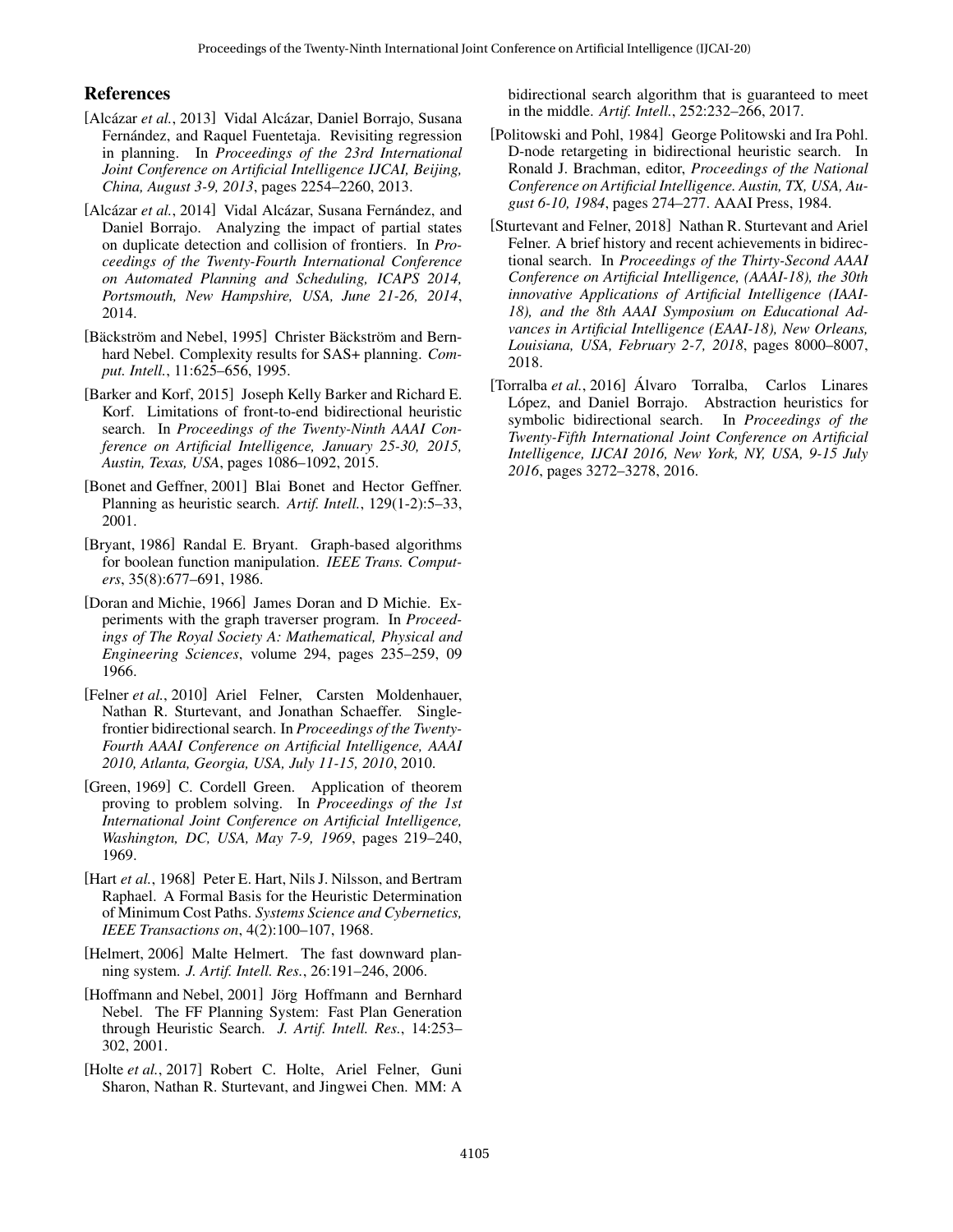## References

[Alcázar *et al.*, 2013] Vidal Alcázar, Daniel Borrajo, Susana Fernández, and Raquel Fuentetaja. Revisiting regression in planning. In *Proceedings of the 23rd International Joint Conference on Artificial Intelligence IJCAI, Beijing, China, August 3-9, 2013*, pages 2254–2260, 2013.

[Alcázar *et al.*, 2014] Vidal Alcázar, Susana Fernández, and Daniel Borrajo. Analyzing the impact of partial states on duplicate detection and collision of frontiers. In *Proceedings of the Twenty-Fourth International Conference on Automated Planning and Scheduling, ICAPS 2014, Portsmouth, New Hampshire, USA, June 21-26, 2014*, 2014.

[Bäckström and Nebel, 1995] Christer Bäckström and Bernhard Nebel. Complexity results for SAS+ planning. *Comput. Intell.*, 11:625–656, 1995.

[Barker and Korf, 2015] Joseph Kelly Barker and Richard E. Korf. Limitations of front-to-end bidirectional heuristic search. In *Proceedings of the Twenty-Ninth AAAI Conference on Artificial Intelligence, January 25-30, 2015, Austin, Texas, USA*, pages 1086–1092, 2015.

[Bonet and Geffner, 2001] Blai Bonet and Hector Geffner. Planning as heuristic search. *Artif. Intell.*, 129(1-2):5–33, 2001.

[Bryant, 1986] Randal E. Bryant. Graph-based algorithms for boolean function manipulation. *IEEE Trans. Computers*, 35(8):677–691, 1986.

[Doran and Michie, 1966] James Doran and D Michie. Experiments with the graph traverser program. In *Proceedings of The Royal Society A: Mathematical, Physical and Engineering Sciences*, volume 294, pages 235–259, 09 1966.

[Felner *et al.*, 2010] Ariel Felner, Carsten Moldenhauer, Nathan R. Sturtevant, and Jonathan Schaeffer. Single-frontier bidirectional search. In *Proceedings of the Twenty-Fourth AAAI Conference on Artificial Intelligence, AAAI 2010, Atlanta, Georgia, USA, July 11-15, 2010*, 2010.

[Green, 1969] C. Cordell Green. Application of theorem proving to problem solving. In *Proceedings of the 1st International Joint Conference on Artificial Intelligence, Washington, DC, USA, May 7-9, 1969*, pages 219–240, 1969.

[Hart *et al.*, 1968] Peter E. Hart, Nils J. Nilsson, and Bertram Raphael. A Formal Basis for the Heuristic Determination of Minimum Cost Paths. *Systems Science and Cybernetics, IEEE Transactions on*, 4(2):100–107, 1968.

[Helmert, 2006] Malte Helmert. The fast downward planning system. *J. Artif. Intell. Res.*, 26:191–246, 2006.

[Hoffmann and Nebel, 2001] Jörg Hoffmann and Bernhard Nebel. The FF Planning System: Fast Plan Generation through Heuristic Search. *J. Artif. Intell. Res.*, 14:253–302, 2001.

[Holte *et al.*, 2017] Robert C. Holte, Ariel Felner, Guni Sharon, Nathan R. Sturtevant, and Jingwei Chen. MM: A bidirectional search algorithm that is guaranteed to meet in the middle. *Artif. Intell.*, 252:232–266, 2017.

[Politowski and Pohl, 1984] George Politowski and Ira Pohl. D-node retargeting in bidirectional heuristic search. In Ronald J. Brachman, editor, *Proceedings of the National Conference on Artificial Intelligence. Austin, TX, USA, August 6-10, 1984*, pages 274–277. AAAI Press, 1984.

[Sturtevant and Felner, 2018] Nathan R. Sturtevant and Ariel Felner. A brief history and recent achievements in bidirectional search. In *Proceedings of the Thirty-Second AAAI Conference on Artificial Intelligence, (AAAI-18), the 30th innovative Applications of Artificial Intelligence (IAAI-18), and the 8th AAAI Symposium on Educational Advances in Artificial Intelligence (EAAI-18), New Orleans, Louisiana, USA, February 2-7, 2018*, pages 8000–8007, 2018.

[Torralba *et al.*, 2016] Álvaro Torralba, Carlos Linares López, and Daniel Borrajo. Abstraction heuristics for symbolic bidirectional search. In *Proceedings of the Twenty-Fifth International Joint Conference on Artificial Intelligence, IJCAI 2016, New York, NY, USA, 9-15 July 2016*, pages 3272–3278, 2016.